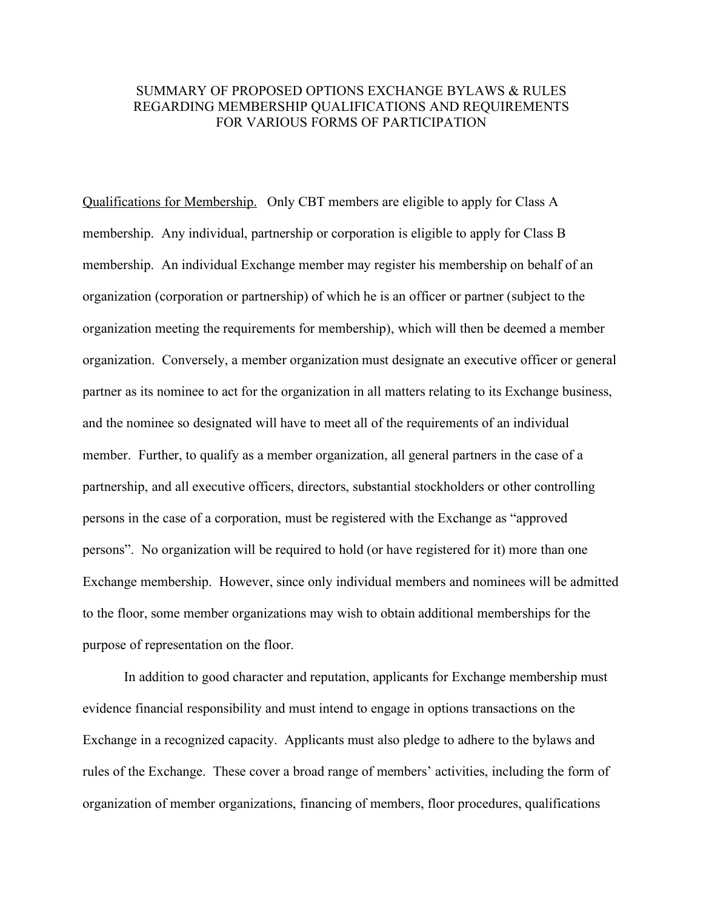# SUMMARY OF PROPOSED OPTIONS EXCHANGE BYLAWS & RULES REGARDING MEMBERSHIP QUALIFICATIONS AND REQUIREMENTS FOR VARIOUS FORMS OF PARTICIPATION

Qualifications for Membership. Only CBT members are eligible to apply for Class A membership. Any individual, partnership or corporation is eligible to apply for Class B membership. An individual Exchange member may register his membership on behalf of an organization (corporation or partnership) of which he is an officer or partner (subject to the organization meeting the requirements for membership), which will then be deemed a member organization. Conversely, a member organization must designate an executive officer or general partner as its nominee to act for the organization in all matters relating to its Exchange business, and the nominee so designated will have to meet all of the requirements of an individual member. Further, to qualify as a member organization, all general partners in the case of a partnership, and all executive officers, directors, substantial stockholders or other controlling persons in the case of a corporation, must be registered with the Exchange as "approved persons". No organization will be required to hold (or have registered for it) more than one Exchange membership. However, since only individual members and nominees will be admitted to the floor, some member organizations may wish to obtain additional memberships for the purpose of representation on the floor.

In addition to good character and reputation, applicants for Exchange membership must evidence financial responsibility and must intend to engage in options transactions on the Exchange in a recognized capacity. Applicants must also pledge to adhere to the bylaws and rules of the Exchange. These cover a broad range of members' activities, including the form of organization of member organizations, financing of members, floor procedures, qualifications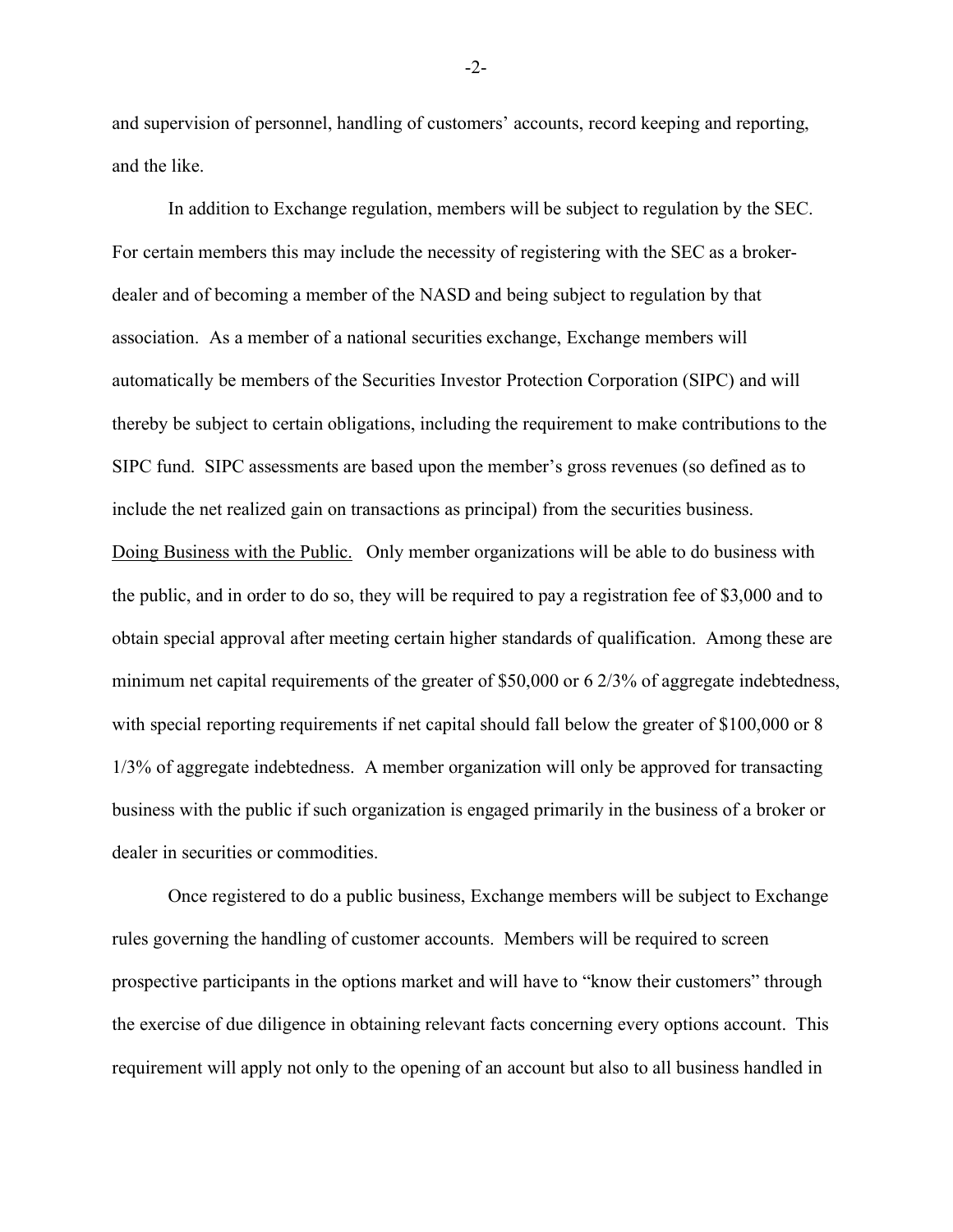and supervision of personnel, handling of customers' accounts, record keeping and reporting, and the like.

In addition to Exchange regulation, members will be subject to regulation by the SEC. For certain members this may include the necessity of registering with the SEC as a broker-dealer and of becoming a member of the NASD and being subject to regulation by that association. As a member of a national securities exchange, Exchange members will automatically be members of the Securities Investor Protection Corporation (SIPC) and will thereby be subject to certain obligations, including the requirement to make contributions to the SIPC fund. SIPC assessments are based upon the member's gross revenues (so defined as to include the net realized gain on transactions as principal) from the securities business.

<u>Doing Business with the Public.</u> Only member organizations will be able to do business with the public, and in order to do so, they will be required to pay a registration fee of $3,000 and to obtain special approval after meeting certain higher standards of qualification. Among these are minimum net capital requirements of the greater of $50,000 or 6 2/3% of aggregate indebtedness, with special reporting requirements if net capital should fall below the greater of $100,000 or 8 1/3% of aggregate indebtedness. A member organization will only be approved for transacting business with the public if such organization is engaged primarily in the business of a broker or dealer in securities or commodities.

Once registered to do a public business, Exchange members will be subject to Exchange rules governing the handling of customer accounts. Members will be required to screen prospective participants in the options market and will have to "know their customers" through the exercise of due diligence in obtaining relevant facts concerning every options account. This requirement will apply not only to the opening of an account but also to all business handled in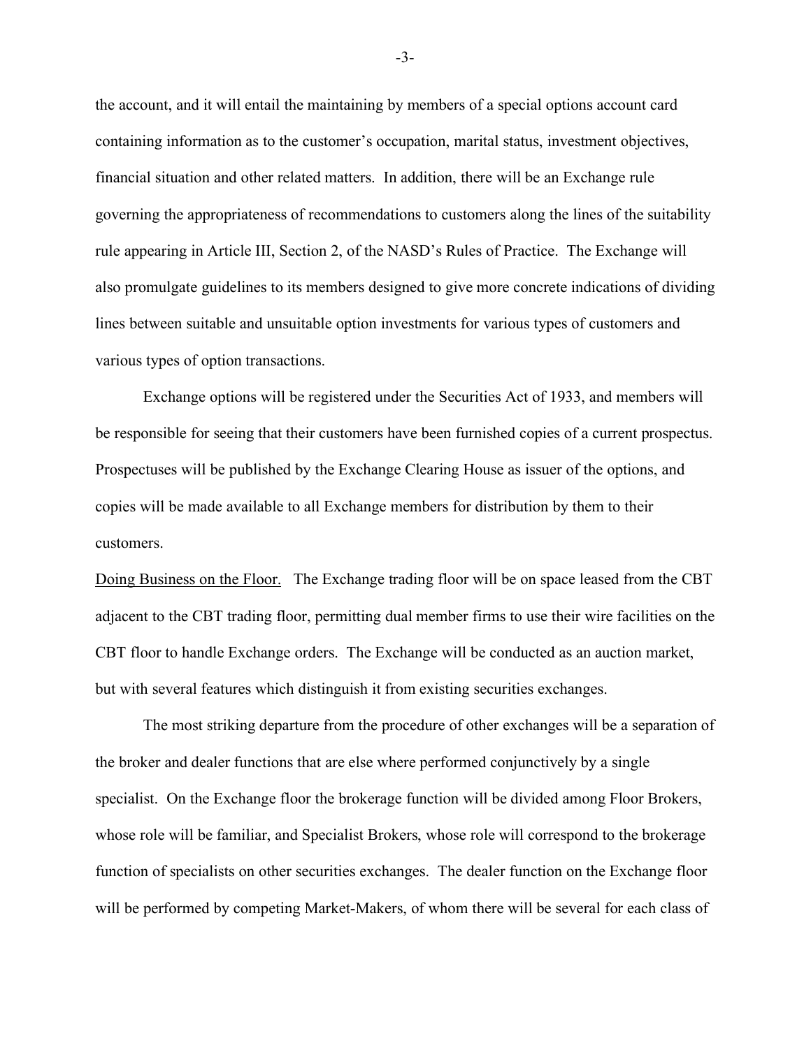the account, and it will entail the maintaining by members of a special options account card containing information as to the customer's occupation, marital status, investment objectives, financial situation and other related matters. In addition, there will be an Exchange rule governing the appropriateness of recommendations to customers along the lines of the suitability rule appearing in Article III, Section 2, of the NASD's Rules of Practice. The Exchange will also promulgate guidelines to its members designed to give more concrete indications of dividing lines between suitable and unsuitable option investments for various types of customers and various types of option transactions.

Exchange options will be registered under the Securities Act of 1933, and members will be responsible for seeing that their customers have been furnished copies of a current prospectus. Prospectuses will be published by the Exchange Clearing House as issuer of the options, and copies will be made available to all Exchange members for distribution by them to their customers.

Doing Business on the Floor. The Exchange trading floor will be on space leased from the CBT adjacent to the CBT trading floor, permitting dual member firms to use their wire facilities on the CBT floor to handle Exchange orders. The Exchange will be conducted as an auction market, but with several features which distinguish it from existing securities exchanges.

The most striking departure from the procedure of other exchanges will be a separation of the broker and dealer functions that are else where performed conjunctively by a single specialist. On the Exchange floor the brokerage function will be divided among Floor Brokers, whose role will be familiar, and Specialist Brokers, whose role will correspond to the brokerage function of specialists on other securities exchanges. The dealer function on the Exchange floor will be performed by competing Market-Makers, of whom there will be several for each class of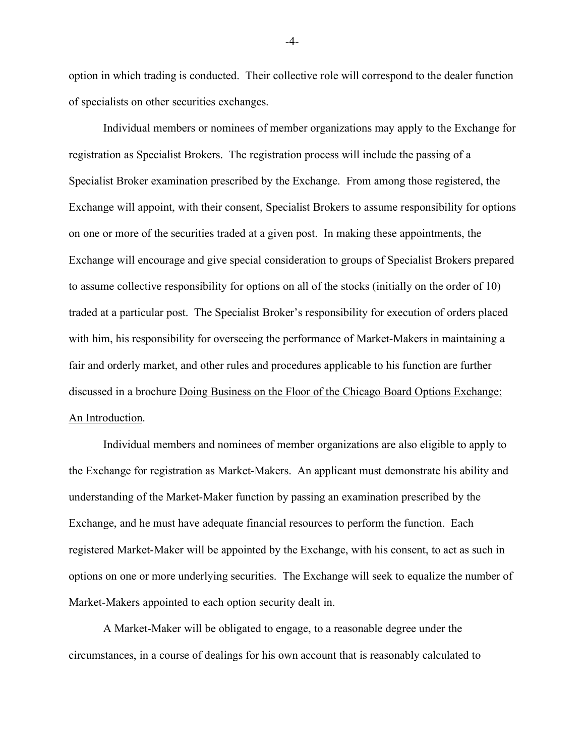option in which trading is conducted. Their collective role will correspond to the dealer function of specialists on other securities exchanges.

Individual members or nominees of member organizations may apply to the Exchange for registration as Specialist Brokers. The registration process will include the passing of a Specialist Broker examination prescribed by the Exchange. From among those registered, the Exchange will appoint, with their consent, Specialist Brokers to assume responsibility for options on one or more of the securities traded at a given post. In making these appointments, the Exchange will encourage and give special consideration to groups of Specialist Brokers prepared to assume collective responsibility for options on all of the stocks (initially on the order of 10) traded at a particular post. The Specialist Broker's responsibility for execution of orders placed with him, his responsibility for overseeing the performance of Market-Makers in maintaining a fair and orderly market, and other rules and procedures applicable to his function are further discussed in a brochure Doing Business on the Floor of the Chicago Board Options Exchange: An Introduction.

Individual members and nominees of member organizations are also eligible to apply to the Exchange for registration as Market-Makers. An applicant must demonstrate his ability and understanding of the Market-Maker function by passing an examination prescribed by the Exchange, and he must have adequate financial resources to perform the function. Each registered Market-Maker will be appointed by the Exchange, with his consent, to act as such in options on one or more underlying securities. The Exchange will seek to equalize the number of Market-Makers appointed to each option security dealt in.

A Market-Maker will be obligated to engage, to a reasonable degree under the circumstances, in a course of dealings for his own account that is reasonably calculated to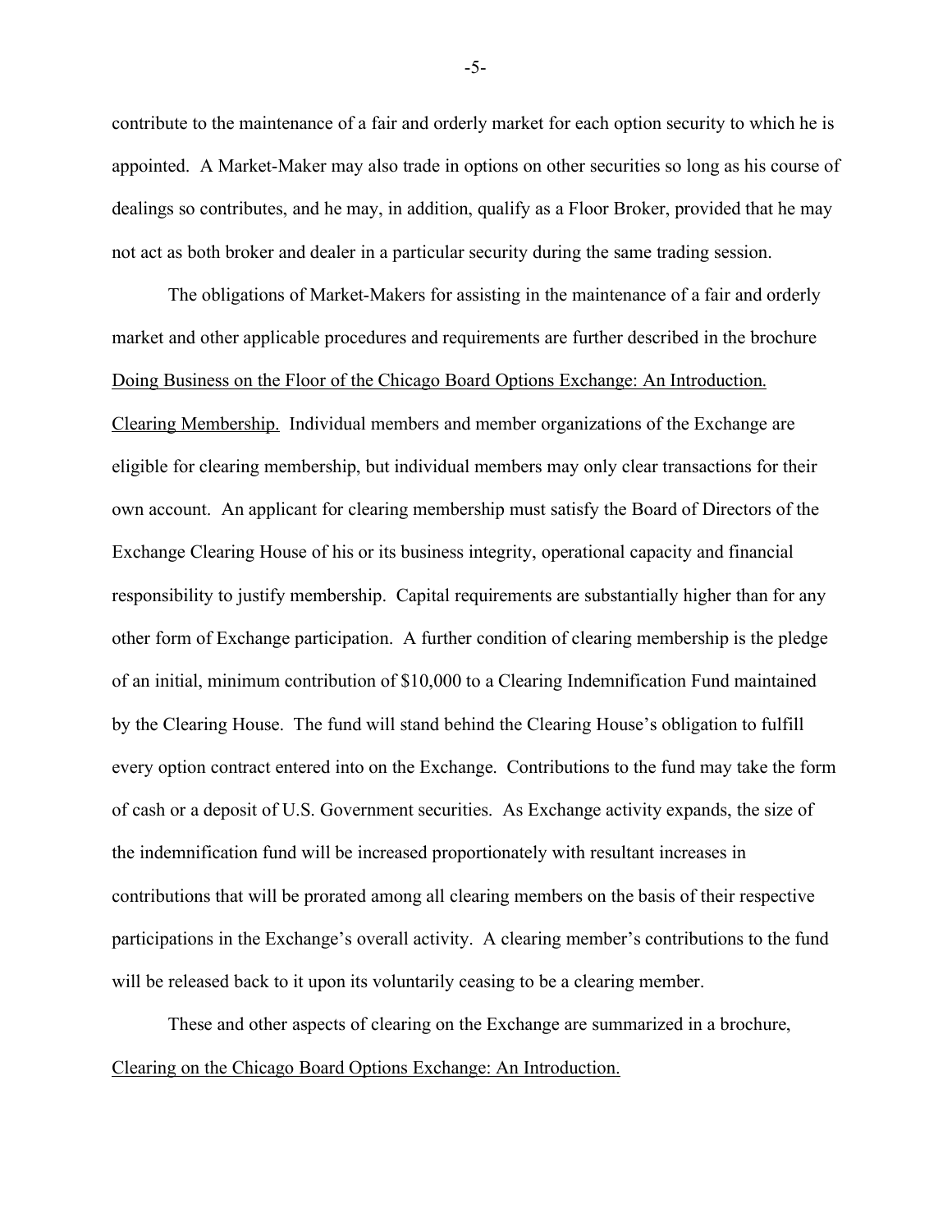contribute to the maintenance of a fair and orderly market for each option security to which he is appointed. A Market-Maker may also trade in options on other securities so long as his course of dealings so contributes, and he may, in addition, qualify as a Floor Broker, provided that he may not act as both broker and dealer in a particular security during the same trading session.

The obligations of Market-Makers for assisting in the maintenance of a fair and orderly market and other applicable procedures and requirements are further described in the brochure <u>Doing Business on the Floor of the Chicago Board Options Exchange: An Introduction.</u>

<u>Clearing Membership.</u> Individual members and member organizations of the Exchange are eligible for clearing membership, but individual members may only clear transactions for their own account. An applicant for clearing membership must satisfy the Board of Directors of the Exchange Clearing House of his or its business integrity, operational capacity and financial responsibility to justify membership. Capital requirements are substantially higher than for any other form of Exchange participation. A further condition of clearing membership is the pledge of an initial, minimum contribution of $10,000 to a Clearing Indemnification Fund maintained by the Clearing House. The fund will stand behind the Clearing House's obligation to fulfill every option contract entered into on the Exchange. Contributions to the fund may take the form of cash or a deposit of U.S. Government securities. As Exchange activity expands, the size of the indemnification fund will be increased proportionately with resultant increases in contributions that will be prorated among all clearing members on the basis of their respective participations in the Exchange's overall activity. A clearing member's contributions to the fund will be released back to it upon its voluntarily ceasing to be a clearing member.

These and other aspects of clearing on the Exchange are summarized in a brochure, <u>Clearing on the Chicago Board Options Exchange: An Introduction.</u>